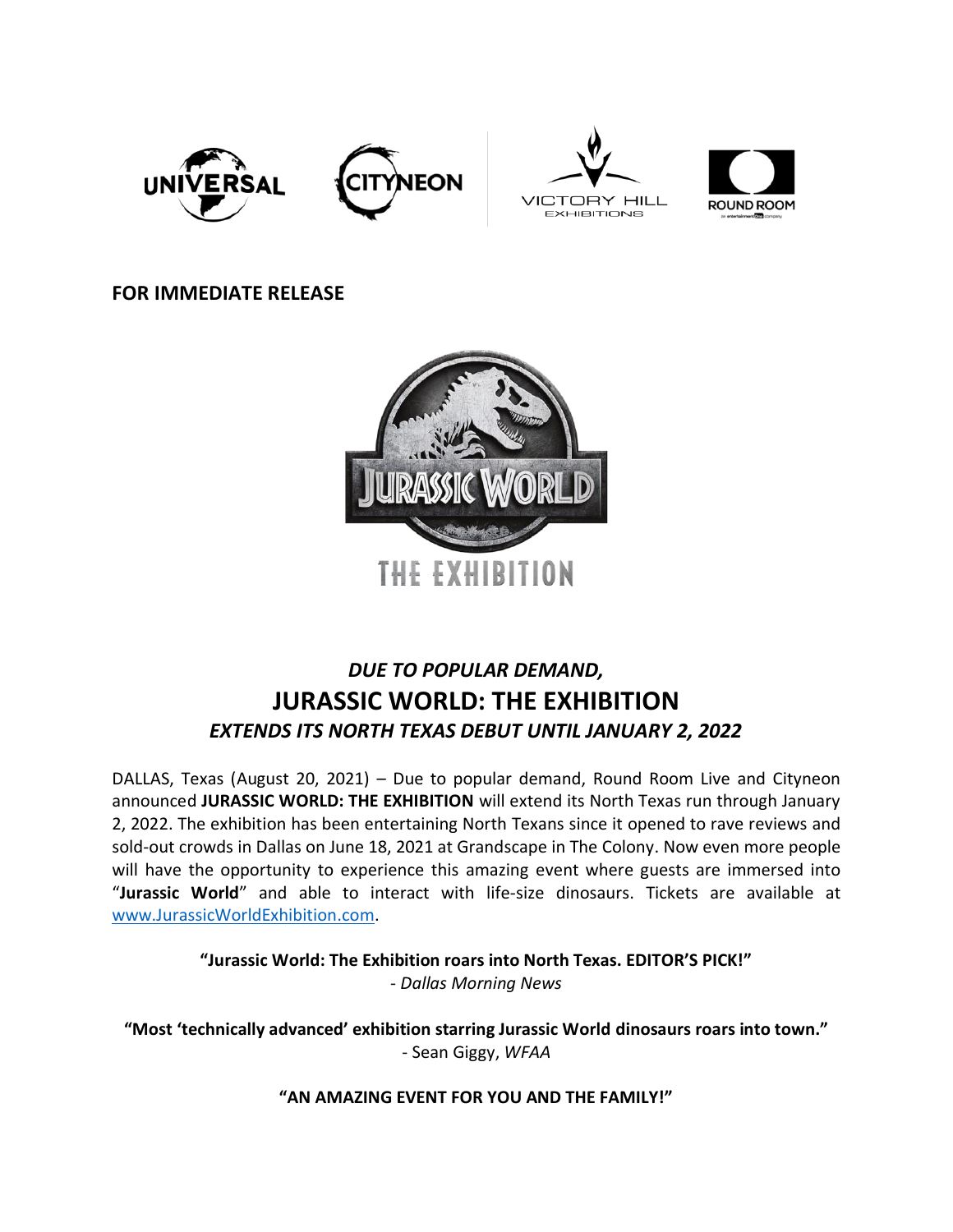**FOR IMMEDIATE RELEASE**

*DUE TO POPULAR DEMAND,*

# JURASSIC WORLD: THE EXHIBITION

*EXTENDS ITS NORTH TEXAS DEBUT UNTIL JANUARY 2, 2022*

DALLAS, Texas (August 20, 2021) – Due to popular demand, Round Room Live and Cityneon announced **JURASSIC WORLD: THE EXHIBITION** will extend its North Texas run through January 2, 2022. The exhibition has been entertaining North Texans since it opened to rave reviews and sold-out crowds in Dallas on June 18, 2021 at Grandscape in The Colony. Now even more people will have the opportunity to experience this amazing event where guests are immersed into "**Jurassic World**" and able to interact with life-size dinosaurs. Tickets are available at www.JurassicWorldExhibition.com.

**"Jurassic World: The Exhibition roars into North Texas. EDITOR'S PICK!"**
- *Dallas Morning News*

**"Most 'technically advanced' exhibition starring Jurassic World dinosaurs roars into town."**
- Sean Giggy, *WFAA*

**"AN AMAZING EVENT FOR YOU AND THE FAMILY!"**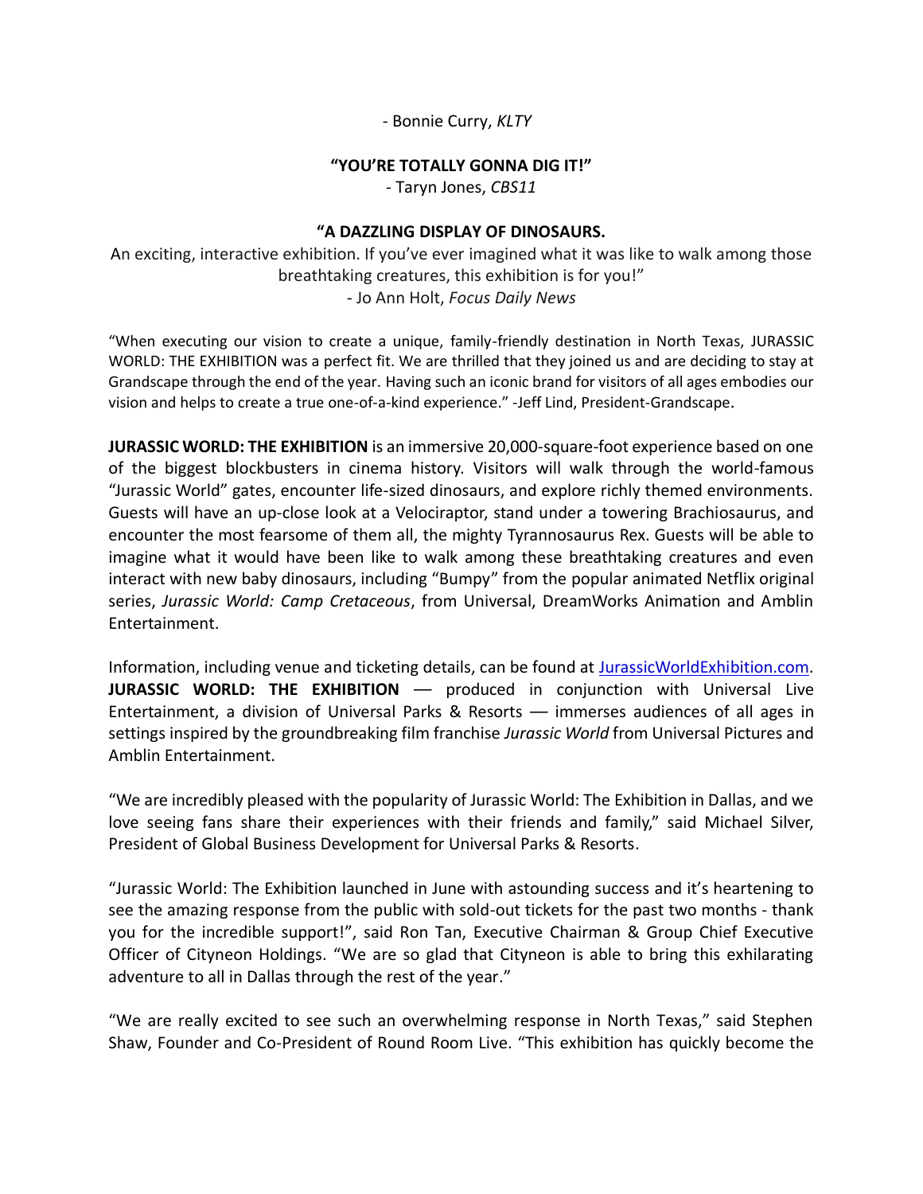- Bonnie Curry, *KLTY*

**"YOU'RE TOTALLY GONNA DIG IT!"**
- Taryn Jones, *CBS11*

**"A DAZZLING DISPLAY OF DINOSAURS.**
An exciting, interactive exhibition. If you've ever imagined what it was like to walk among those breathtaking creatures, this exhibition is for you!"
- Jo Ann Holt, *Focus Daily News*

"When executing our vision to create a unique, family-friendly destination in North Texas, JURASSIC WORLD: THE EXHIBITION was a perfect fit. We are thrilled that they joined us and are deciding to stay at Grandscape through the end of the year. Having such an iconic brand for visitors of all ages embodies our vision and helps to create a true one-of-a-kind experience." -Jeff Lind, President-Grandscape.

**JURASSIC WORLD: THE EXHIBITION** is an immersive 20,000-square-foot experience based on one of the biggest blockbusters in cinema history. Visitors will walk through the world-famous "Jurassic World" gates, encounter life-sized dinosaurs, and explore richly themed environments. Guests will have an up-close look at a Velociraptor, stand under a towering Brachiosaurus, and encounter the most fearsome of them all, the mighty Tyrannosaurus Rex. Guests will be able to imagine what it would have been like to walk among these breathtaking creatures and even interact with new baby dinosaurs, including "Bumpy" from the popular animated Netflix original series, *Jurassic World: Camp Cretaceous*, from Universal, DreamWorks Animation and Amblin Entertainment.

Information, including venue and ticketing details, can be found at [JurassicWorldExhibition.com](http://JurassicWorldExhibition.com). **JURASSIC WORLD: THE EXHIBITION** — produced in conjunction with Universal Live Entertainment, a division of Universal Parks & Resorts — immerses audiences of all ages in settings inspired by the groundbreaking film franchise *Jurassic World* from Universal Pictures and Amblin Entertainment.

"We are incredibly pleased with the popularity of Jurassic World: The Exhibition in Dallas, and we love seeing fans share their experiences with their friends and family," said Michael Silver, President of Global Business Development for Universal Parks & Resorts.

"Jurassic World: The Exhibition launched in June with astounding success and it's heartening to see the amazing response from the public with sold-out tickets for the past two months - thank you for the incredible support!", said Ron Tan, Executive Chairman & Group Chief Executive Officer of Cityneon Holdings. "We are so glad that Cityneon is able to bring this exhilarating adventure to all in Dallas through the rest of the year."

"We are really excited to see such an overwhelming response in North Texas," said Stephen Shaw, Founder and Co-President of Round Room Live. "This exhibition has quickly become the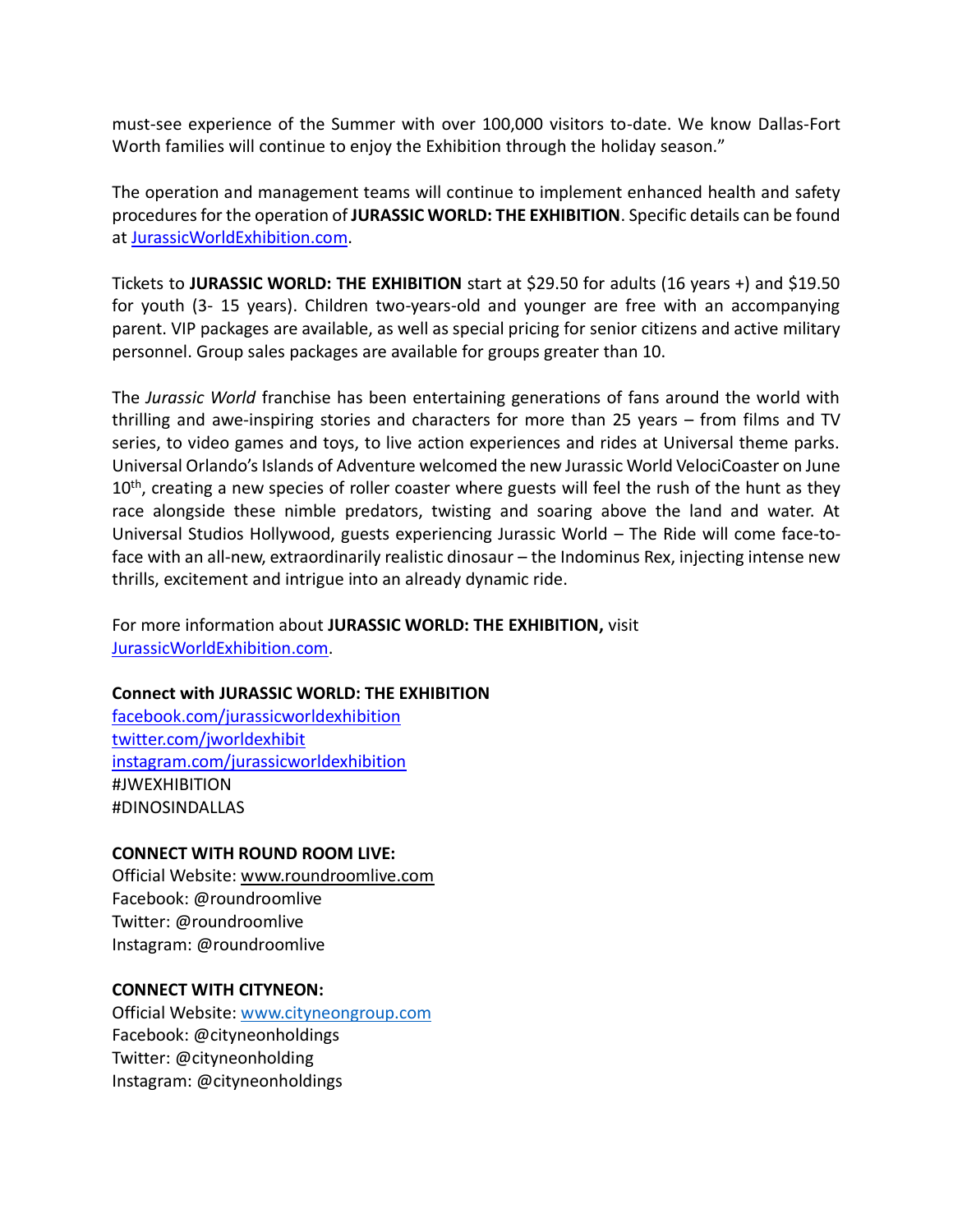must-see experience of the Summer with over 100,000 visitors to-date. We know Dallas-Fort Worth families will continue to enjoy the Exhibition through the holiday season."

The operation and management teams will continue to implement enhanced health and safety procedures for the operation of **JURASSIC WORLD: THE EXHIBITION**. Specific details can be found at [JurassicWorldExhibition.com](http://JurassicWorldExhibition.com).

Tickets to **JURASSIC WORLD: THE EXHIBITION** start at $29.50 for adults (16 years +) and $19.50 for youth (3- 15 years). Children two-years-old and younger are free with an accompanying parent. VIP packages are available, as well as special pricing for senior citizens and active military personnel. Group sales packages are available for groups greater than 10.

The *Jurassic World* franchise has been entertaining generations of fans around the world with thrilling and awe-inspiring stories and characters for more than 25 years – from films and TV series, to video games and toys, to live action experiences and rides at Universal theme parks. Universal Orlando's Islands of Adventure welcomed the new Jurassic World VelociCoaster on June 10th, creating a new species of roller coaster where guests will feel the rush of the hunt as they race alongside these nimble predators, twisting and soaring above the land and water. At Universal Studios Hollywood, guests experiencing Jurassic World – The Ride will come face-to-face with an all-new, extraordinarily realistic dinosaur – the Indominus Rex, injecting intense new thrills, excitement and intrigue into an already dynamic ride.

For more information about **JURASSIC WORLD: THE EXHIBITION,** visit [JurassicWorldExhibition.com](http://JurassicWorldExhibition.com).

**Connect with JURASSIC WORLD: THE EXHIBITION**
[facebook.com/jurassicworldexhibition](http://facebook.com/jurassicworldexhibition)
[twitter.com/jworldexhibit](http://twitter.com/jworldexhibit)
[instagram.com/jurassicworldexhibition](http://instagram.com/jurassicworldexhibition)
#JWEXHIBITION
#DINOSINDALLAS

**CONNECT WITH ROUND ROOM LIVE:**
Official Website: www.roundroomlive.com
Facebook: @roundroomlive
Twitter: @roundroomlive
Instagram: @roundroomlive

**CONNECT WITH CITYNEON:**
Official Website: [www.cityneongroup.com](http://www.cityneongroup.com)
Facebook: @cityneonholdings
Twitter: @cityneonholding
Instagram: @cityneonholdings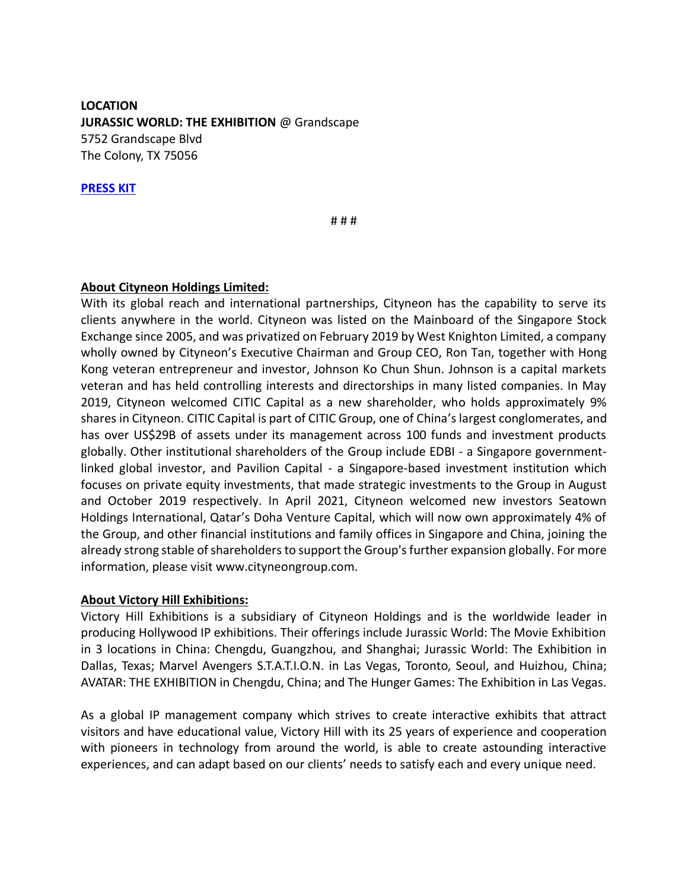**LOCATION**
**JURASSIC WORLD: THE EXHIBITION** @ Grandscape
5752 Grandscape Blvd
The Colony, TX 75056

**PRESS KIT**

# # #

**About Cityneon Holdings Limited:**

With its global reach and international partnerships, Cityneon has the capability to serve its clients anywhere in the world. Cityneon was listed on the Mainboard of the Singapore Stock Exchange since 2005, and was privatized on February 2019 by West Knighton Limited, a company wholly owned by Cityneon's Executive Chairman and Group CEO, Ron Tan, together with Hong Kong veteran entrepreneur and investor, Johnson Ko Chun Shun. Johnson is a capital markets veteran and has held controlling interests and directorships in many listed companies. In May 2019, Cityneon welcomed CITIC Capital as a new shareholder, who holds approximately 9% shares in Cityneon. CITIC Capital is part of CITIC Group, one of China's largest conglomerates, and has over US$29B of assets under its management across 100 funds and investment products globally. Other institutional shareholders of the Group include EDBI - a Singapore government-linked global investor, and Pavilion Capital - a Singapore-based investment institution which focuses on private equity investments, that made strategic investments to the Group in August and October 2019 respectively. In April 2021, Cityneon welcomed new investors Seatown Holdings International, Qatar's Doha Venture Capital, which will now own approximately 4% of the Group, and other financial institutions and family offices in Singapore and China, joining the already strong stable of shareholders to support the Group's further expansion globally. For more information, please visit www.cityneongroup.com.

**About Victory Hill Exhibitions:**

Victory Hill Exhibitions is a subsidiary of Cityneon Holdings and is the worldwide leader in producing Hollywood IP exhibitions. Their offerings include Jurassic World: The Movie Exhibition in 3 locations in China: Chengdu, Guangzhou, and Shanghai; Jurassic World: The Exhibition in Dallas, Texas; Marvel Avengers S.T.A.T.I.O.N. in Las Vegas, Toronto, Seoul, and Huizhou, China; AVATAR: THE EXHIBITION in Chengdu, China; and The Hunger Games: The Exhibition in Las Vegas.

As a global IP management company which strives to create interactive exhibits that attract visitors and have educational value, Victory Hill with its 25 years of experience and cooperation with pioneers in technology from around the world, is able to create astounding interactive experiences, and can adapt based on our clients' needs to satisfy each and every unique need.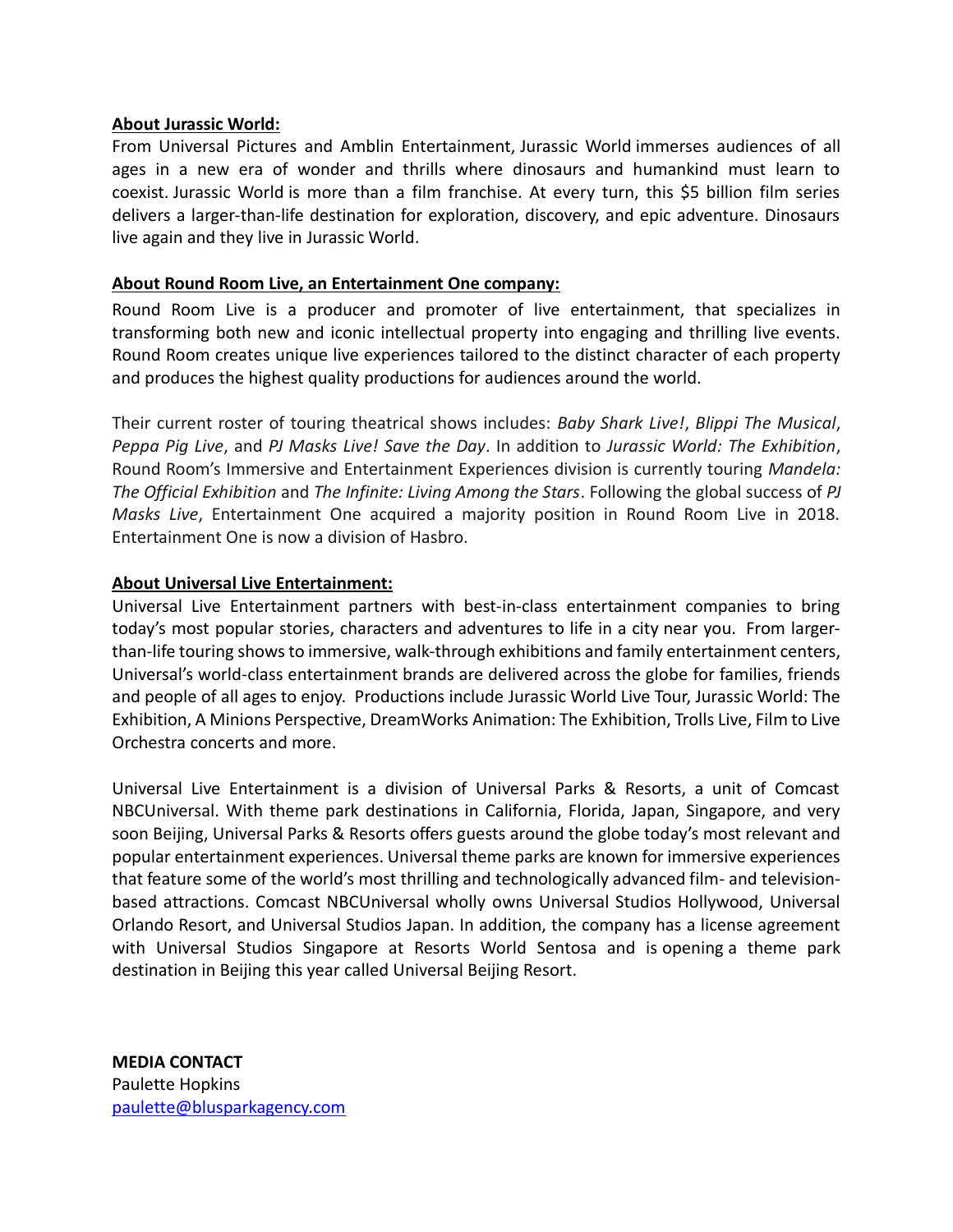**About Jurassic World:**

From Universal Pictures and Amblin Entertainment, Jurassic World immerses audiences of all ages in a new era of wonder and thrills where dinosaurs and humankind must learn to coexist. Jurassic World is more than a film franchise. At every turn, this $5 billion film series delivers a larger-than-life destination for exploration, discovery, and epic adventure. Dinosaurs live again and they live in Jurassic World.

**About Round Room Live, an Entertainment One company:**

Round Room Live is a producer and promoter of live entertainment, that specializes in transforming both new and iconic intellectual property into engaging and thrilling live events. Round Room creates unique live experiences tailored to the distinct character of each property and produces the highest quality productions for audiences around the world.

Their current roster of touring theatrical shows includes: *Baby Shark Live!*, *Blippi The Musical*, *Peppa Pig Live*, and *PJ Masks Live! Save the Day*. In addition to *Jurassic World: The Exhibition*, Round Room's Immersive and Entertainment Experiences division is currently touring *Mandela: The Official Exhibition* and *The Infinite: Living Among the Stars*. Following the global success of *PJ Masks Live*, Entertainment One acquired a majority position in Round Room Live in 2018. Entertainment One is now a division of Hasbro.

**About Universal Live Entertainment:**

Universal Live Entertainment partners with best-in-class entertainment companies to bring today's most popular stories, characters and adventures to life in a city near you. From larger-than-life touring shows to immersive, walk-through exhibitions and family entertainment centers, Universal's world-class entertainment brands are delivered across the globe for families, friends and people of all ages to enjoy. Productions include Jurassic World Live Tour, Jurassic World: The Exhibition, A Minions Perspective, DreamWorks Animation: The Exhibition, Trolls Live, Film to Live Orchestra concerts and more.

Universal Live Entertainment is a division of Universal Parks & Resorts, a unit of Comcast NBCUniversal. With theme park destinations in California, Florida, Japan, Singapore, and very soon Beijing, Universal Parks & Resorts offers guests around the globe today's most relevant and popular entertainment experiences. Universal theme parks are known for immersive experiences that feature some of the world's most thrilling and technologically advanced film- and television-based attractions. Comcast NBCUniversal wholly owns Universal Studios Hollywood, Universal Orlando Resort, and Universal Studios Japan. In addition, the company has a license agreement with Universal Studios Singapore at Resorts World Sentosa and is opening a theme park destination in Beijing this year called Universal Beijing Resort.

**MEDIA CONTACT**
Paulette Hopkins
paulette@blusparkagency.com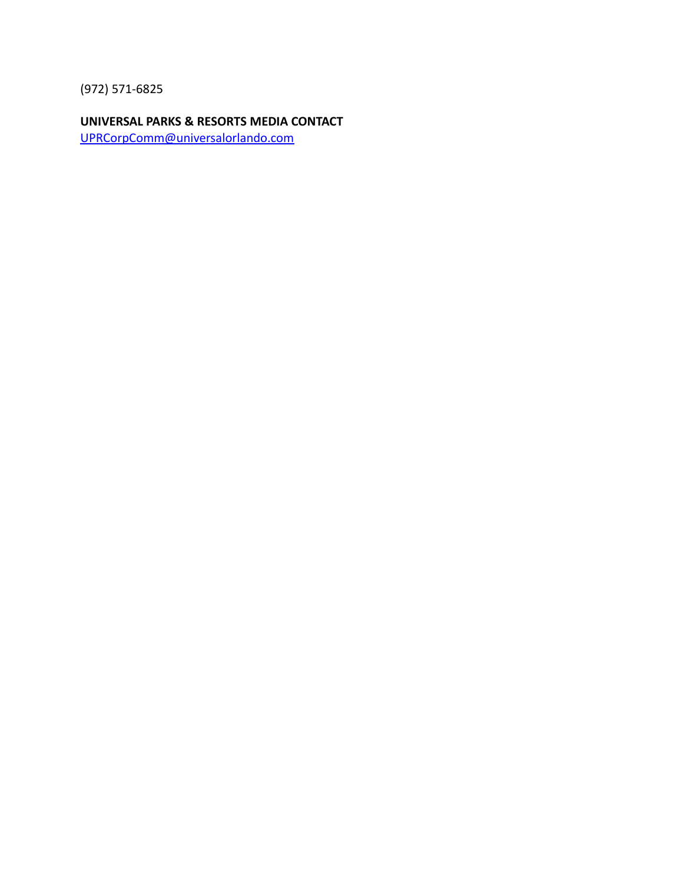(972) 571-6825

**UNIVERSAL PARKS & RESORTS MEDIA CONTACT**
[UPRCorpComm@universalorlando.com](mailto:UPRCorpComm@universalorlando.com)